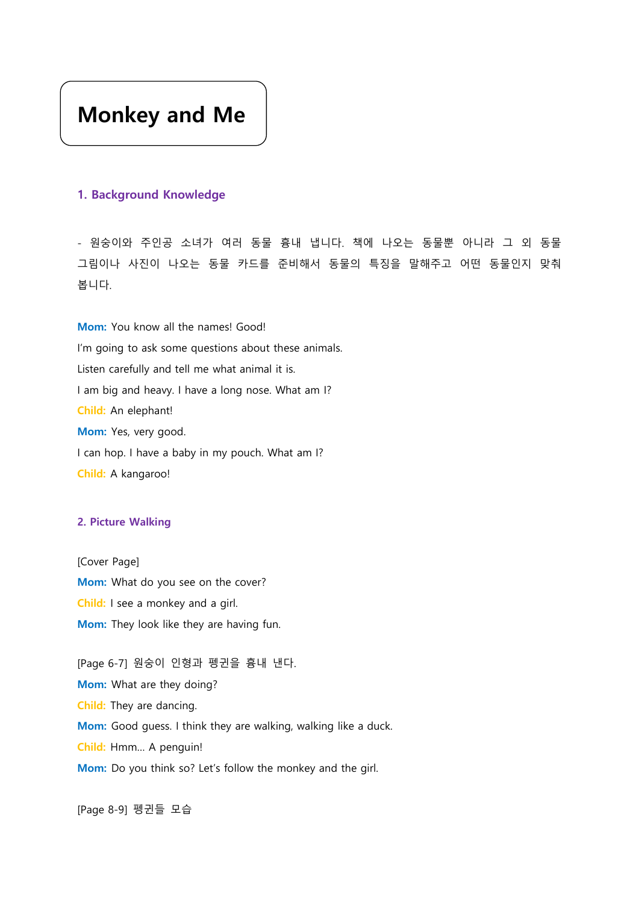# Monkey and Me

## 1. Background Knowledge

- 원숭이와 주인공 소녀가 여러 동물 흉내 냅니다. 책에 나오는 동물뿐 아니라 그 외 동물 그림이나 사진이 나오는 동물 카드를 준비해서 동물의 특징을 말해주고 어떤 동물인지 맞춰 봅니다.

**Mom:** You know all the names! Good!
I'm going to ask some questions about these animals.
Listen carefully and tell me what animal it is.
I am big and heavy. I have a long nose. What am I?
**Child:** An elephant!
**Mom:** Yes, very good.
I can hop. I have a baby in my pouch. What am I?
**Child:** A kangaroo!

## 2. Picture Walking

[Cover Page]
**Mom:** What do you see on the cover?
**Child:** I see a monkey and a girl.
**Mom:** They look like they are having fun.

[Page 6-7] 원숭이 인형과 펭귄을 흉내 낸다.
**Mom:** What are they doing?
**Child:** They are dancing.
**Mom:** Good guess. I think they are walking, walking like a duck.
**Child:** Hmm... A penguin!
**Mom:** Do you think so? Let's follow the monkey and the girl.

[Page 8-9] 펭귄들 모습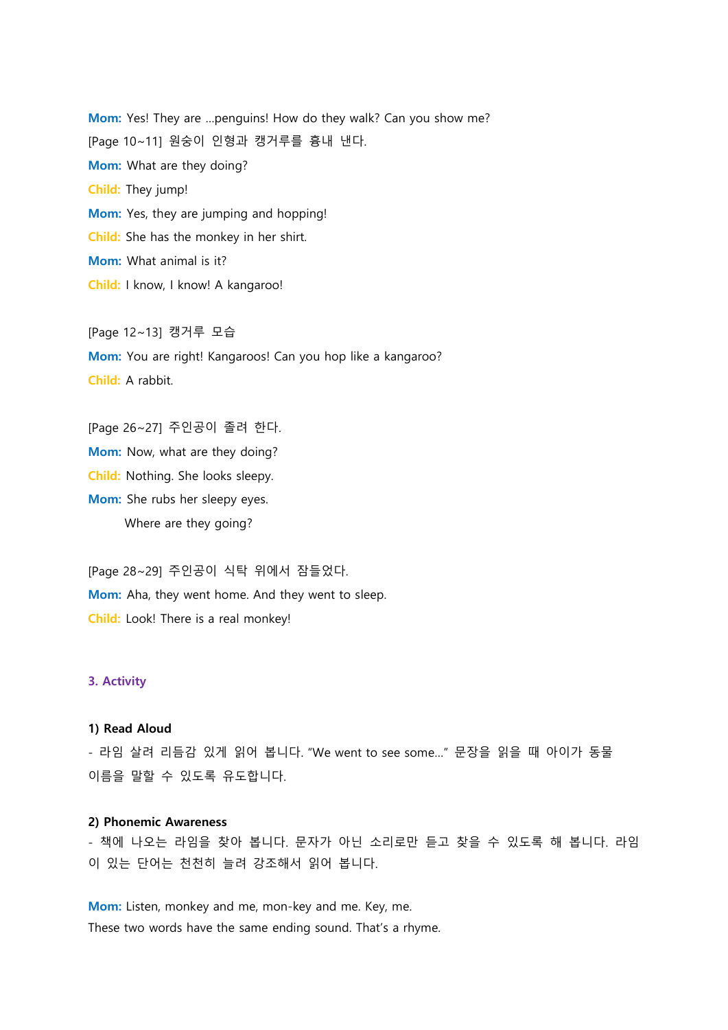**Mom:** Yes! They are ...penguins! How do they walk? Can you show me?

[Page 10~11] 원숭이 인형과 캥거루를 흉내 낸다.

**Mom:** What are they doing?

**Child:** They jump!

**Mom:** Yes, they are jumping and hopping!

**Child:** She has the monkey in her shirt.

**Mom:** What animal is it?

**Child:** I know, I know! A kangaroo!

[Page 12~13] 캥거루 모습

**Mom:** You are right! Kangaroos! Can you hop like a kangaroo?

**Child:** A rabbit.

[Page 26~27] 주인공이 졸려 한다.

**Mom:** Now, what are they doing?

**Child:** Nothing. She looks sleepy.

**Mom:** She rubs her sleepy eyes.
Where are they going?

[Page 28~29] 주인공이 식탁 위에서 잠들었다.

**Mom:** Aha, they went home. And they went to sleep.

**Child:** Look! There is a real monkey!

## 3. Activity

### 1) Read Aloud

- 라임 살려 리듬감 있게 읽어 봅니다. "We went to see some..." 문장을 읽을 때 아이가 동물 이름을 말할 수 있도록 유도합니다.

### 2) Phonemic Awareness

- 책에 나오는 라임을 찾아 봅니다. 문자가 아닌 소리로만 듣고 찾을 수 있도록 해 봅니다. 라임이 있는 단어는 천천히 늘려 강조해서 읽어 봅니다.

**Mom:** Listen, monkey and me, mon-key and me. Key, me.
These two words have the same ending sound. That's a rhyme.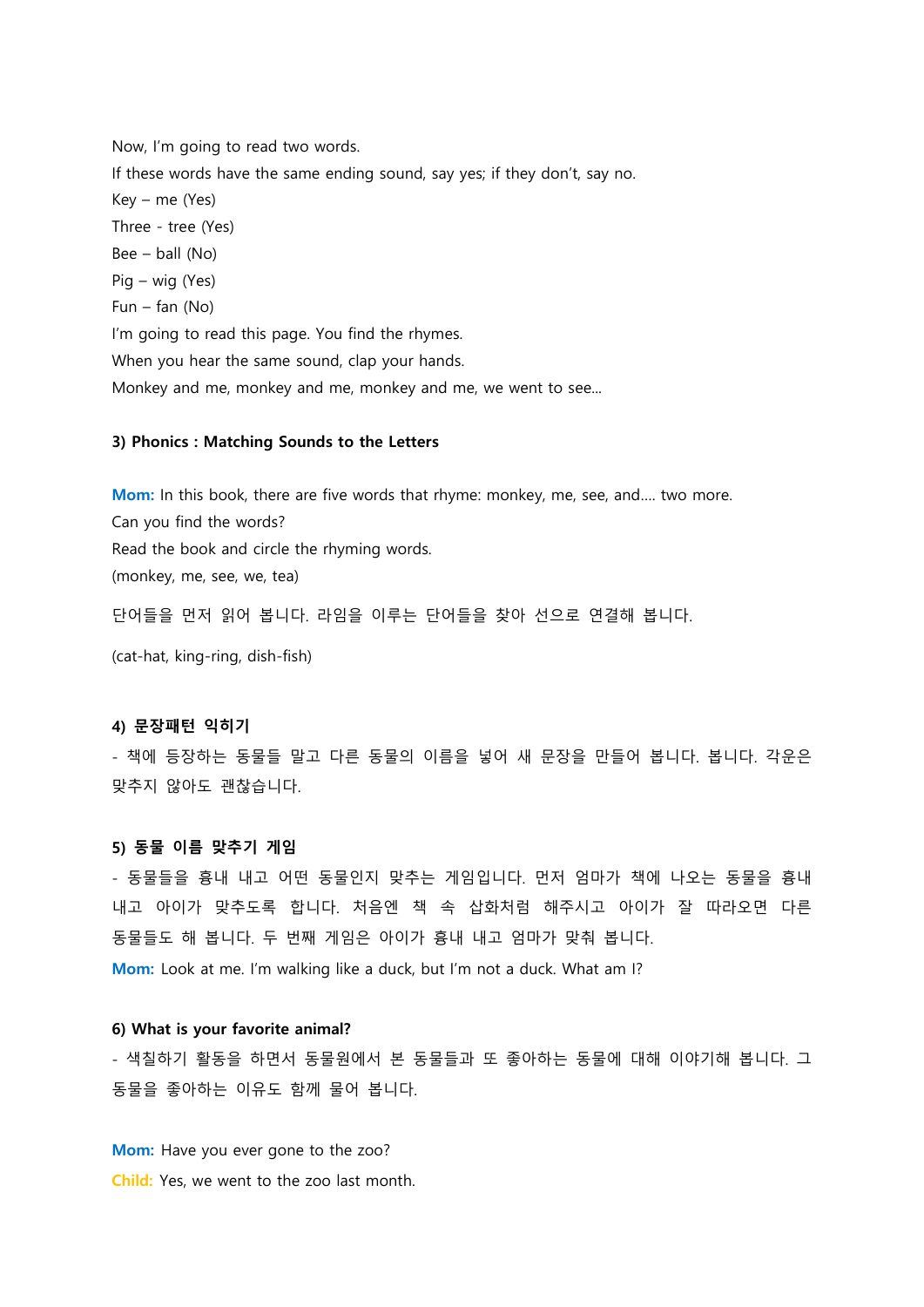Now, I'm going to read two words.
If these words have the same ending sound, say yes; if they don't, say no.
Key – me (Yes)
Three - tree (Yes)
Bee – ball (No)
Pig – wig (Yes)
Fun – fan (No)
I'm going to read this page. You find the rhymes.
When you hear the same sound, clap your hands.
Monkey and me, monkey and me, monkey and me, we went to see...

**3) Phonics : Matching Sounds to the Letters**

**Mom:** In this book, there are five words that rhyme: monkey, me, see, and.... two more.
Can you find the words?
Read the book and circle the rhyming words.
(monkey, me, see, we, tea)

단어들을 먼저 읽어 봅니다. 라임을 이루는 단어들을 찾아 선으로 연결해 봅니다.

(cat-hat, king-ring, dish-fish)

**4) 문장패턴 익히기**

- 책에 등장하는 동물들 말고 다른 동물의 이름을 넣어 새 문장을 만들어 봅니다. 봅니다. 각운은 맞추지 않아도 괜찮습니다.

**5) 동물 이름 맞추기 게임**

- 동물들을 흉내 내고 어떤 동물인지 맞추는 게임입니다. 먼저 엄마가 책에 나오는 동물을 흉내 내고 아이가 맞추도록 합니다. 처음엔 책 속 삽화처럼 해주시고 아이가 잘 따라오면 다른 동물들도 해 봅니다. 두 번째 게임은 아이가 흉내 내고 엄마가 맞춰 봅니다.

**Mom:** Look at me. I'm walking like a duck, but I'm not a duck. What am I?

**6) What is your favorite animal?**

- 색칠하기 활동을 하면서 동물원에서 본 동물들과 또 좋아하는 동물에 대해 이야기해 봅니다. 그 동물을 좋아하는 이유도 함께 물어 봅니다.

**Mom:** Have you ever gone to the zoo?

**Child:** Yes, we went to the zoo last month.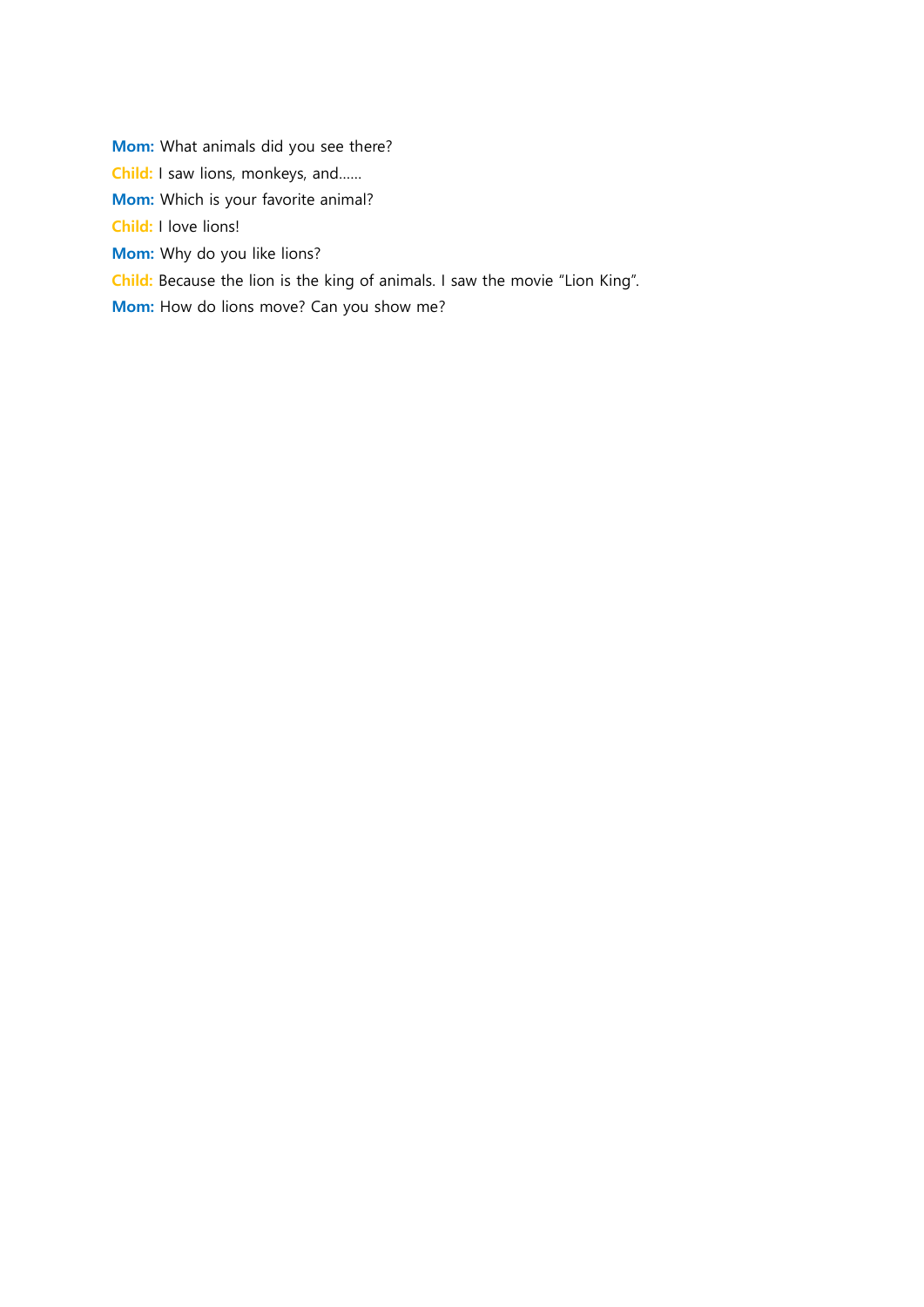**Mom:** What animals did you see there?

**Child:** I saw lions, monkeys, and……

**Mom:** Which is your favorite animal?

**Child:** I love lions!

**Mom:** Why do you like lions?

**Child:** Because the lion is the king of animals. I saw the movie “Lion King”.

**Mom:** How do lions move? Can you show me?